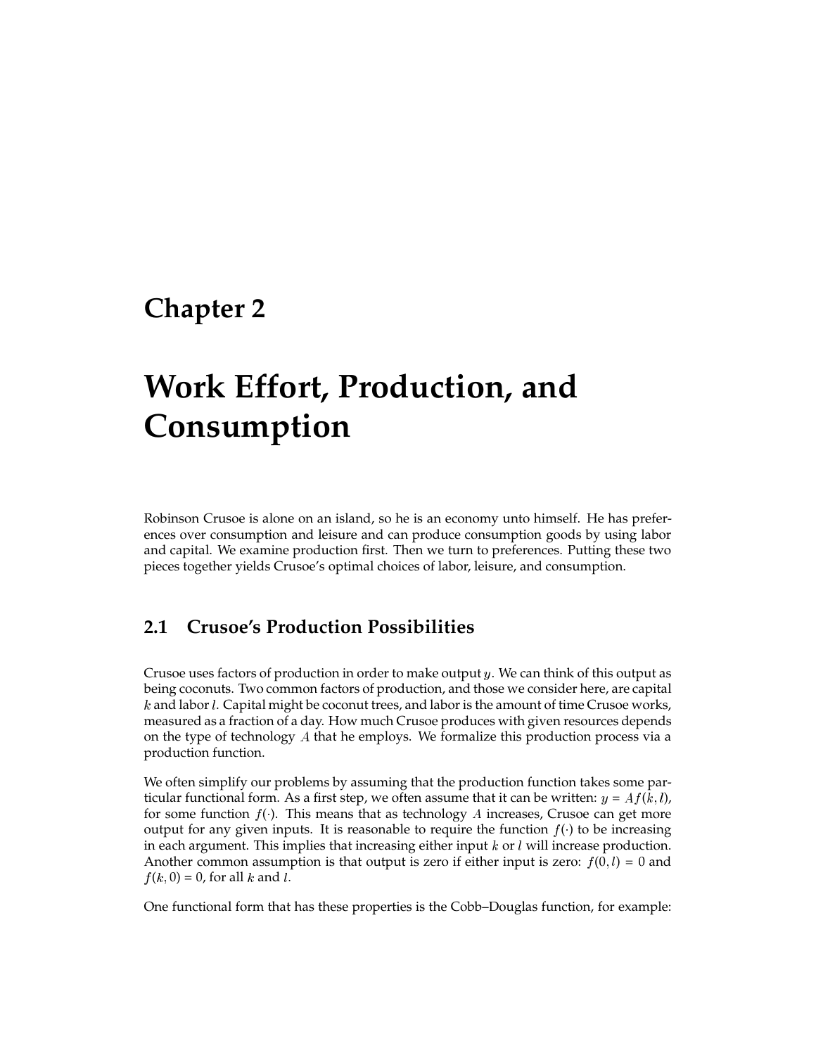# Chapter 2

# Work Effort, Production, and Consumption

Robinson Crusoe is alone on an island, so he is an economy unto himself. He has preferences over consumption and leisure and can produce consumption goods by using labor and capital. We examine production first. Then we turn to preferences. Putting these two pieces together yields Crusoe's optimal choices of labor, leisure, and consumption.

## 2.1 Crusoe's Production Possibilities

Crusoe uses factors of production in order to make output $y$. We can think of this output as being coconuts. Two common factors of production, and those we consider here, are capital $k$ and labor $l$. Capital might be coconut trees, and labor is the amount of time Crusoe works, measured as a fraction of a day. How much Crusoe produces with given resources depends on the type of technology $A$ that he employs. We formalize this production process via a production function.

We often simplify our problems by assuming that the production function takes some particular functional form. As a first step, we often assume that it can be written: $y = Af(k, l)$, for some function $f(\cdot)$. This means that as technology $A$ increases, Crusoe can get more output for any given inputs. It is reasonable to require the function $f(\cdot)$ to be increasing in each argument. This implies that increasing either input $k$ or $l$ will increase production. Another common assumption is that output is zero if either input is zero: $f(0, l) = 0$ and $f(k, 0) = 0$, for all $k$ and $l$.

One functional form that has these properties is the Cobb–Douglas function, for example: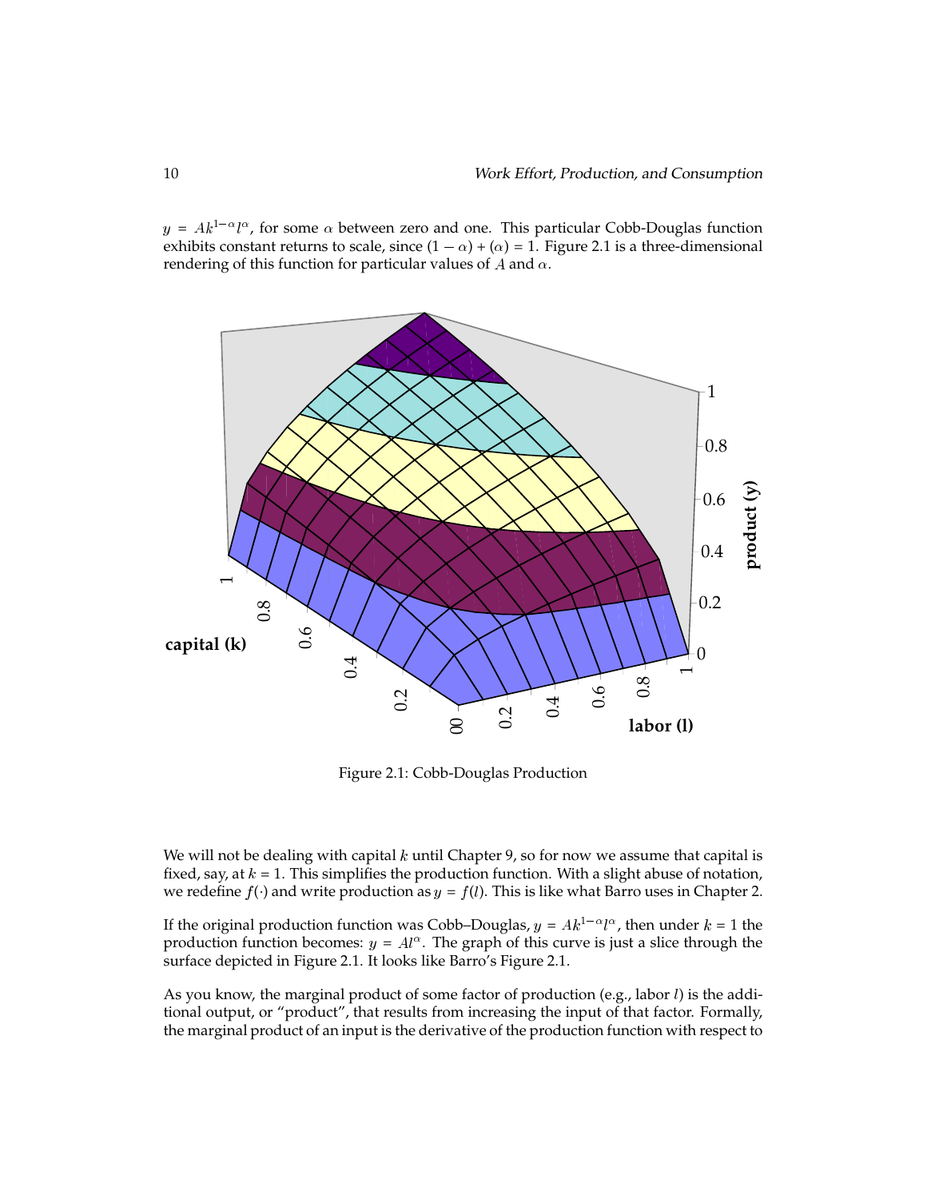$y = Ak^{1-\alpha}l^{\alpha}$, for some $\alpha$ between zero and one. This particular Cobb-Douglas function exhibits constant returns to scale, since $(1-\alpha) + (\alpha) = 1$. Figure 2.1 is a three-dimensional rendering of this function for particular values of $A$ and $\alpha$.

Figure 2.1: Cobb-Douglas Production

We will not be dealing with capital $k$ until Chapter 9, so for now we assume that capital is fixed, say, at $k = 1$. This simplifies the production function. With a slight abuse of notation, we redefine $f(\cdot)$ and write production as $y = f(l)$. This is like what Barro uses in Chapter 2.

If the original production function was Cobb–Douglas, $y = Ak^{1-\alpha}l^{\alpha}$, then under $k = 1$ the production function becomes: $y = Al^{\alpha}$. The graph of this curve is just a slice through the surface depicted in Figure 2.1. It looks like Barro's Figure 2.1.

As you know, the marginal product of some factor of production (e.g., labor $l$) is the additional output, or "product", that results from increasing the input of that factor. Formally, the marginal product of an input is the derivative of the production function with respect to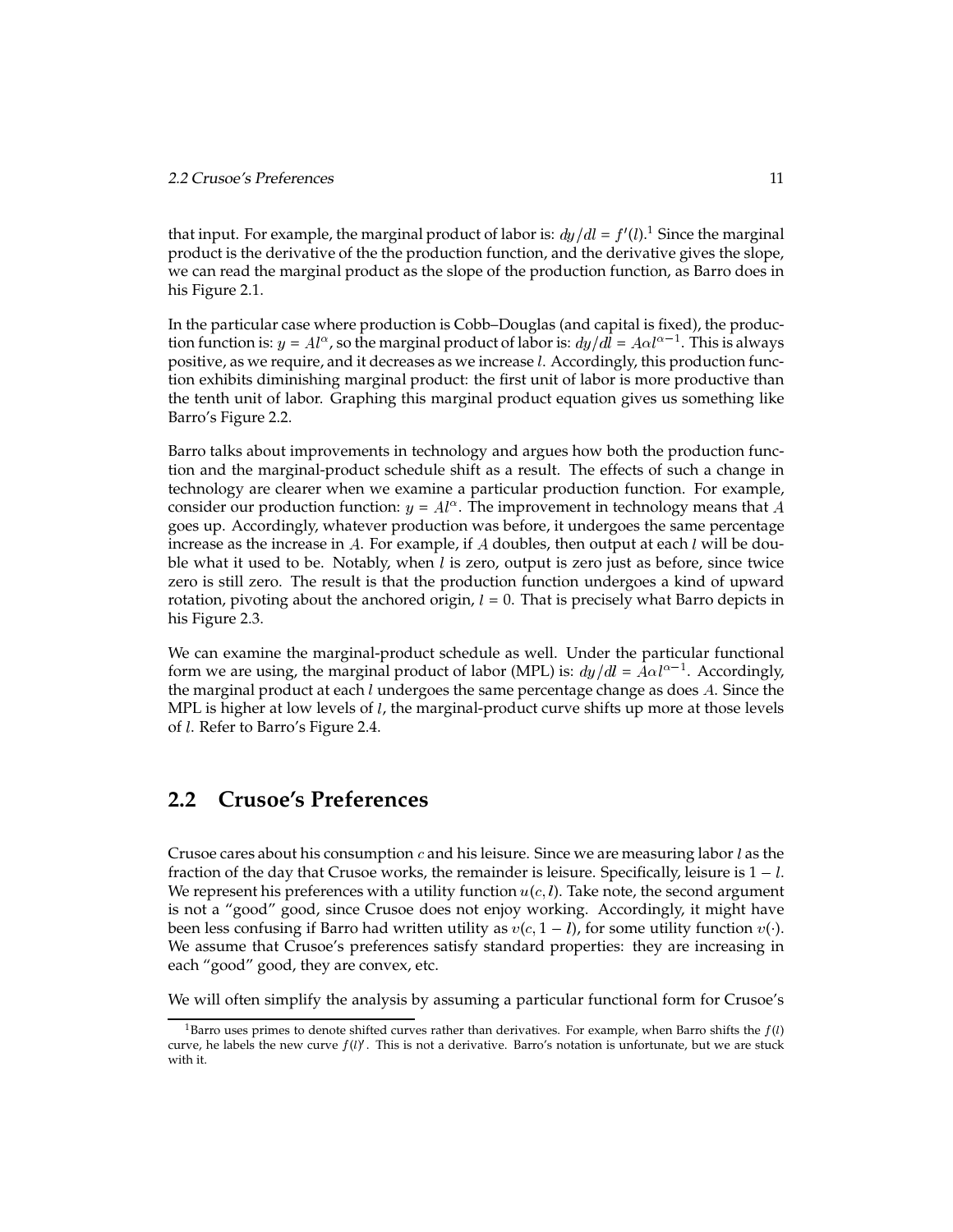that input. For example, the marginal product of labor is: $dy/dl = f'(l)$.[1] Since the marginal product is the derivative of the the production function, and the derivative gives the slope, we can read the marginal product as the slope of the production function, as Barro does in his Figure 2.1.

In the particular case where production is Cobb–Douglas (and capital is fixed), the production function is: $y = Al^{\alpha}$, so the marginal product of labor is: $dy/dl = A\alpha l^{\alpha-1}$. This is always positive, as we require, and it decreases as we increase $l$. Accordingly, this production function exhibits diminishing marginal product: the first unit of labor is more productive than the tenth unit of labor. Graphing this marginal product equation gives us something like Barro's Figure 2.2.

Barro talks about improvements in technology and argues how both the production function and the marginal-product schedule shift as a result. The effects of such a change in technology are clearer when we examine a particular production function. For example, consider our production function: $y = Al^{\alpha}$. The improvement in technology means that $A$ goes up. Accordingly, whatever production was before, it undergoes the same percentage increase as the increase in $A$. For example, if $A$ doubles, then output at each $l$ will be double what it used to be. Notably, when $l$ is zero, output is zero just as before, since twice zero is still zero. The result is that the production function undergoes a kind of upward rotation, pivoting about the anchored origin, $l = 0$. That is precisely what Barro depicts in his Figure 2.3.

We can examine the marginal-product schedule as well. Under the particular functional form we are using, the marginal product of labor (MPL) is: $dy/dl = A\alpha l^{\alpha-1}$. Accordingly, the marginal product at each $l$ undergoes the same percentage change as does $A$. Since the MPL is higher at low levels of $l$, the marginal-product curve shifts up more at those levels of $l$. Refer to Barro's Figure 2.4.

## 2.2 Crusoe's Preferences

Crusoe cares about his consumption $c$ and his leisure. Since we are measuring labor $l$ as the fraction of the day that Crusoe works, the remainder is leisure. Specifically, leisure is $1 - l$. We represent his preferences with a utility function $u(c, l)$. Take note, the second argument is not a "good" good, since Crusoe does not enjoy working. Accordingly, it might have been less confusing if Barro had written utility as $v(c, 1 - l)$, for some utility function $v(\cdot)$. We assume that Crusoe's preferences satisfy standard properties: they are increasing in each "good" good, they are convex, etc.

We will often simplify the analysis by assuming a particular functional form for Crusoe's

[1] Barro uses primes to denote shifted curves rather than derivatives. For example, when Barro shifts the $f(l)$ curve, he labels the new curve $f(l)'$. This is not a derivative. Barro's notation is unfortunate, but we are stuck with it.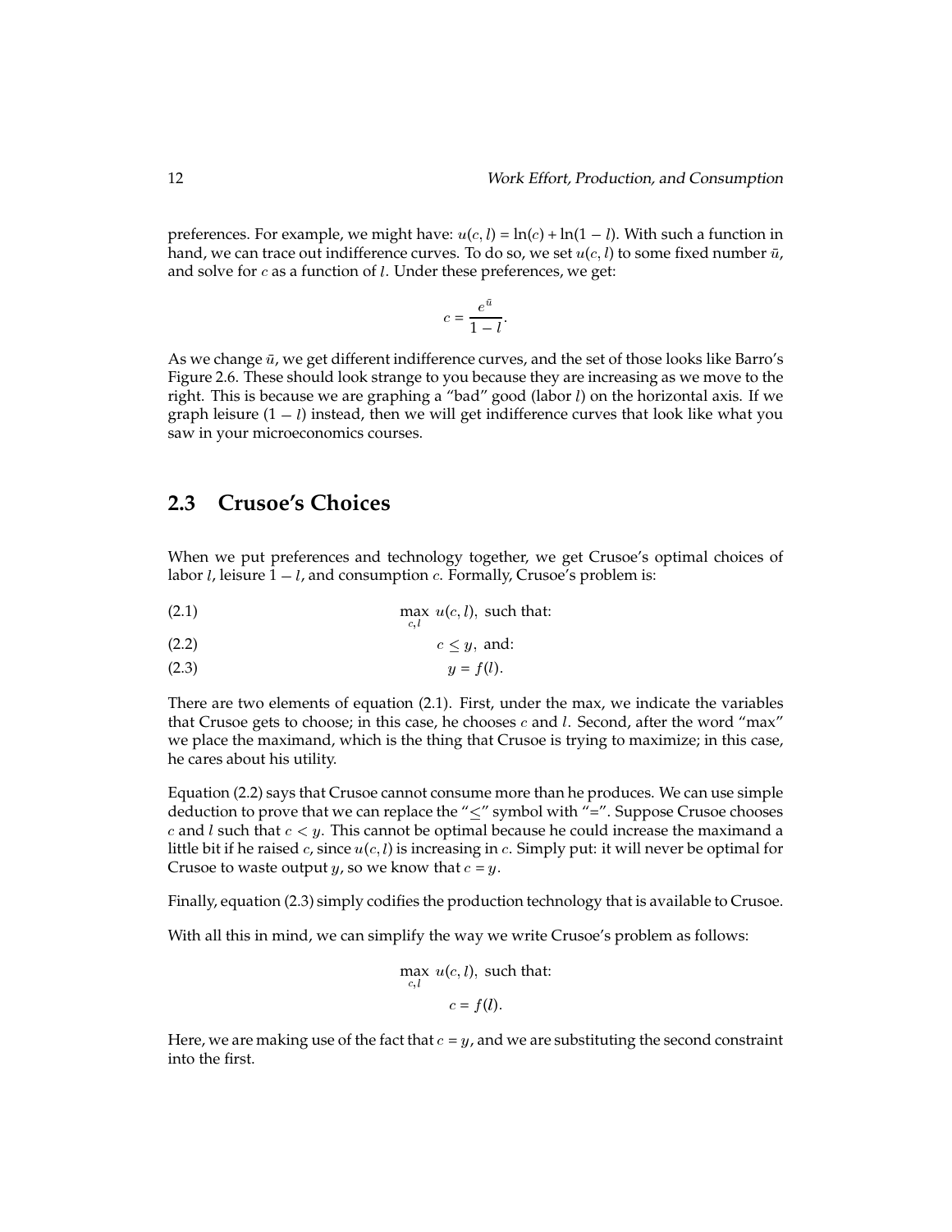preferences. For example, we might have: $u(c, l) = \ln(c) + \ln(1 - l)$. With such a function in hand, we can trace out indifference curves. To do so, we set $u(c, l)$ to some fixed number $\bar{u}$, and solve for $c$ as a function of $l$. Under these preferences, we get:

$$c = \frac{e^{\bar{u}}}{1 - l}.$$

As we change $\bar{u}$, we get different indifference curves, and the set of those looks like Barro's Figure 2.6. These should look strange to you because they are increasing as we move to the right. This is because we are graphing a "bad" good (labor $l$) on the horizontal axis. If we graph leisure $(1 - l)$ instead, then we will get indifference curves that look like what you saw in your microeconomics courses.

## 2.3 Crusoe's Choices

When we put preferences and technology together, we get Crusoe's optimal choices of labor $l$, leisure $1 - l$, and consumption $c$. Formally, Crusoe's problem is:

$$\max_{c,l} \; u(c, l), \text{ such that:} \tag{2.1}$$

$$c \leq y, \text{ and:} \tag{2.2}$$

$$y = f(l). \tag{2.3}$$

There are two elements of equation (2.1). First, under the max, we indicate the variables that Crusoe gets to choose; in this case, he chooses $c$ and $l$. Second, after the word "max" we place the maximand, which is the thing that Crusoe is trying to maximize; in this case, he cares about his utility.

Equation (2.2) says that Crusoe cannot consume more than he produces. We can use simple deduction to prove that we can replace the "$\leq$" symbol with "$=$". Suppose Crusoe chooses $c$ and $l$ such that $c < y$. This cannot be optimal because he could increase the maximand a little bit if he raised $c$, since $u(c, l)$ is increasing in $c$. Simply put: it will never be optimal for Crusoe to waste output $y$, so we know that $c = y$.

Finally, equation (2.3) simply codifies the production technology that is available to Crusoe.

With all this in mind, we can simplify the way we write Crusoe's problem as follows:

$$\max_{c,l} \; u(c, l), \text{ such that:}$$

$$c = f(l).$$

Here, we are making use of the fact that $c = y$, and we are substituting the second constraint into the first.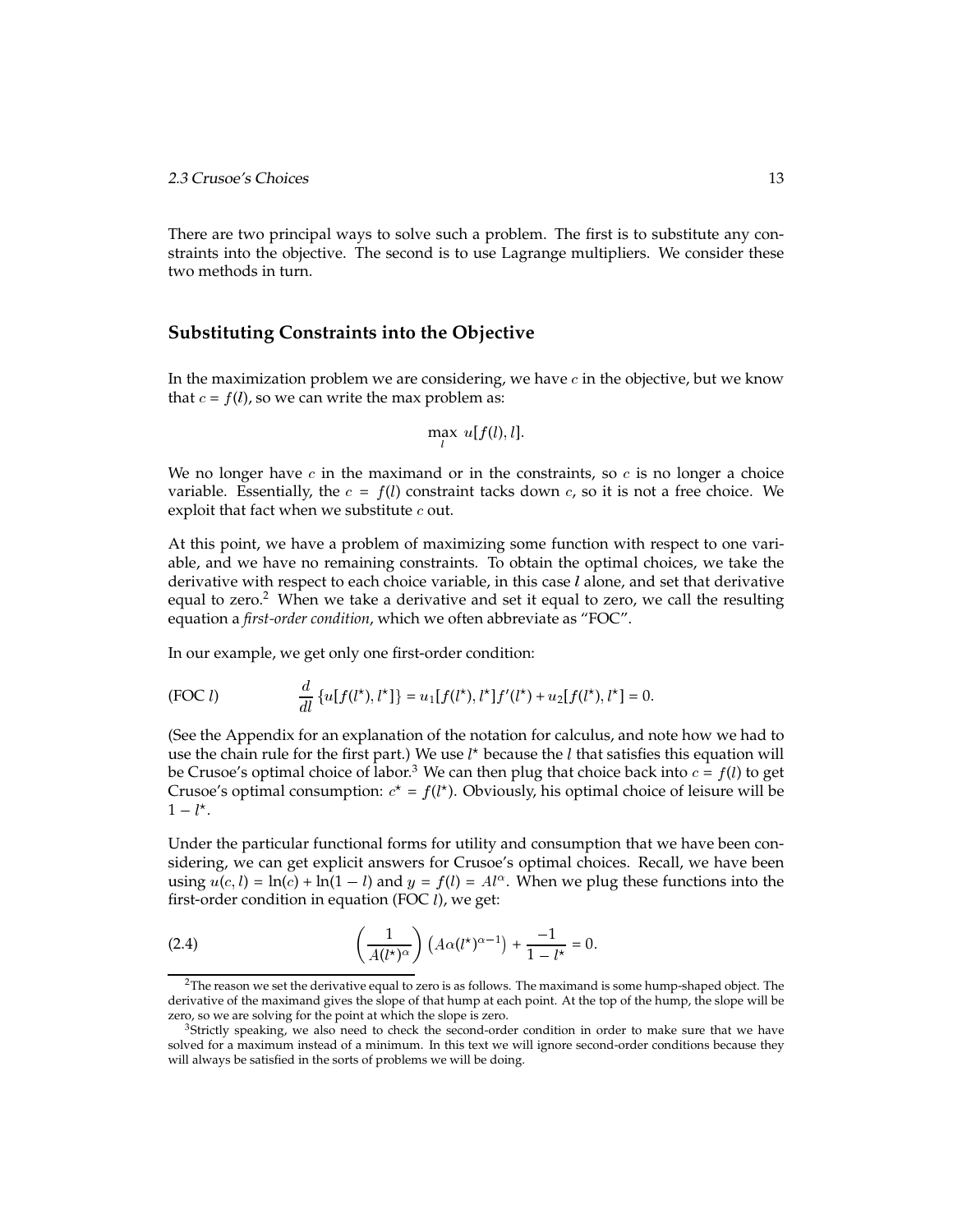There are two principal ways to solve such a problem. The first is to substitute any constraints into the objective. The second is to use Lagrange multipliers. We consider these two methods in turn.

## Substituting Constraints into the Objective

In the maximization problem we are considering, we have $c$ in the objective, but we know that $c = f(l)$, so we can write the max problem as:

$$\max_{l} \; u[f(l), l].$$

We no longer have $c$ in the maximand or in the constraints, so $c$ is no longer a choice variable. Essentially, the $c = f(l)$ constraint tacks down $c$, so it is not a free choice. We exploit that fact when we substitute $c$ out.

At this point, we have a problem of maximizing some function with respect to one variable, and we have no remaining constraints. To obtain the optimal choices, we take the derivative with respect to each choice variable, in this case $l$ alone, and set that derivative equal to zero.[2] When we take a derivative and set it equal to zero, we call the resulting equation a *first-order condition*, which we often abbreviate as "FOC".

In our example, we get only one first-order condition:

$$\text{(FOC } l\text{)} \qquad \frac{d}{dl}\left\{u[f(l^\star), l^\star]\right\} = u_1[f(l^\star), l^\star]f'(l^\star) + u_2[f(l^\star), l^\star] = 0.$$

(See the Appendix for an explanation of the notation for calculus, and note how we had to use the chain rule for the first part.) We use $l^\star$ because the $l$ that satisfies this equation will be Crusoe's optimal choice of labor.[3] We can then plug that choice back into $c = f(l)$ to get Crusoe's optimal consumption: $c^\star = f(l^\star)$. Obviously, his optimal choice of leisure will be $1 - l^\star$.

Under the particular functional forms for utility and consumption that we have been considering, we can get explicit answers for Crusoe's optimal choices. Recall, we have been using $u(c, l) = \ln(c) + \ln(1 - l)$ and $y = f(l) = Al^\alpha$. When we plug these functions into the first-order condition in equation (FOC $l$), we get:

$$\text{(2.4)} \qquad \left(\frac{1}{A(l^\star)^\alpha}\right)\left(A\alpha(l^\star)^{\alpha-1}\right) + \frac{-1}{1 - l^\star} = 0.$$

---

[2] The reason we set the derivative equal to zero is as follows. The maximand is some hump-shaped object. The derivative of the maximand gives the slope of that hump at each point. At the top of the hump, the slope will be zero, so we are solving for the point at which the slope is zero.

[3] Strictly speaking, we also need to check the second-order condition in order to make sure that we have solved for a maximum instead of a minimum. In this text we will ignore second-order conditions because they will always be satisfied in the sorts of problems we will be doing.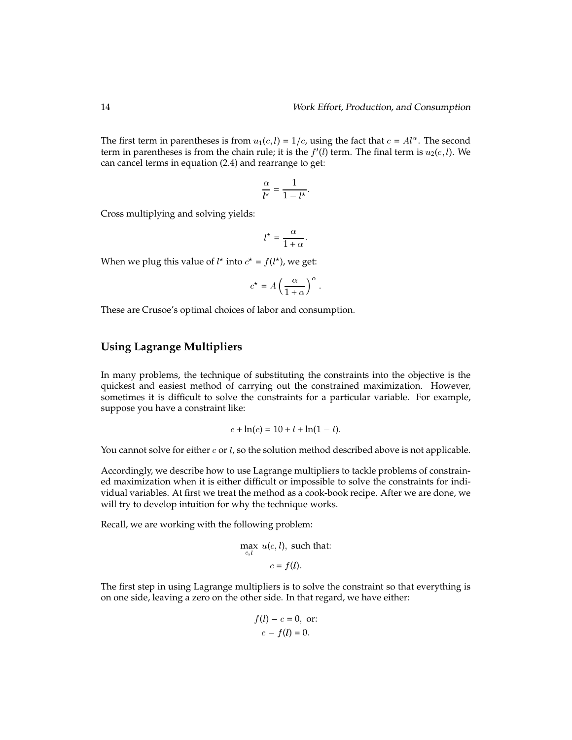The first term in parentheses is from $u_1(c, l) = 1/c$, using the fact that $c = Al^{\alpha}$. The second term in parentheses is from the chain rule; it is the $f'(l)$ term. The final term is $u_2(c, l)$. We can cancel terms in equation (2.4) and rearrange to get:

$$\frac{\alpha}{l^{\star}} = \frac{1}{1 - l^{\star}}.$$

Cross multiplying and solving yields:

$$l^{\star} = \frac{\alpha}{1 + \alpha}.$$

When we plug this value of $l^{\star}$ into $c^{\star} = f(l^{\star})$, we get:

$$c^{\star} = A\left(\frac{\alpha}{1 + \alpha}\right)^{\alpha}.$$

These are Crusoe's optimal choices of labor and consumption.

## Using Lagrange Multipliers

In many problems, the technique of substituting the constraints into the objective is the quickest and easiest method of carrying out the constrained maximization. However, sometimes it is difficult to solve the constraints for a particular variable. For example, suppose you have a constraint like:

$$c + \ln(c) = 10 + l + \ln(1 - l).$$

You cannot solve for either $c$ or $l$, so the solution method described above is not applicable.

Accordingly, we describe how to use Lagrange multipliers to tackle problems of constrained maximization when it is either difficult or impossible to solve the constraints for individual variables. At first we treat the method as a cook-book recipe. After we are done, we will try to develop intuition for why the technique works.

Recall, we are working with the following problem:

$$\max_{c,l}\ u(c, l), \text{ such that:}$$
$$c = f(l).$$

The first step in using Lagrange multipliers is to solve the constraint so that everything is on one side, leaving a zero on the other side. In that regard, we have either:

$$f(l) - c = 0, \text{ or:}$$
$$c - f(l) = 0.$$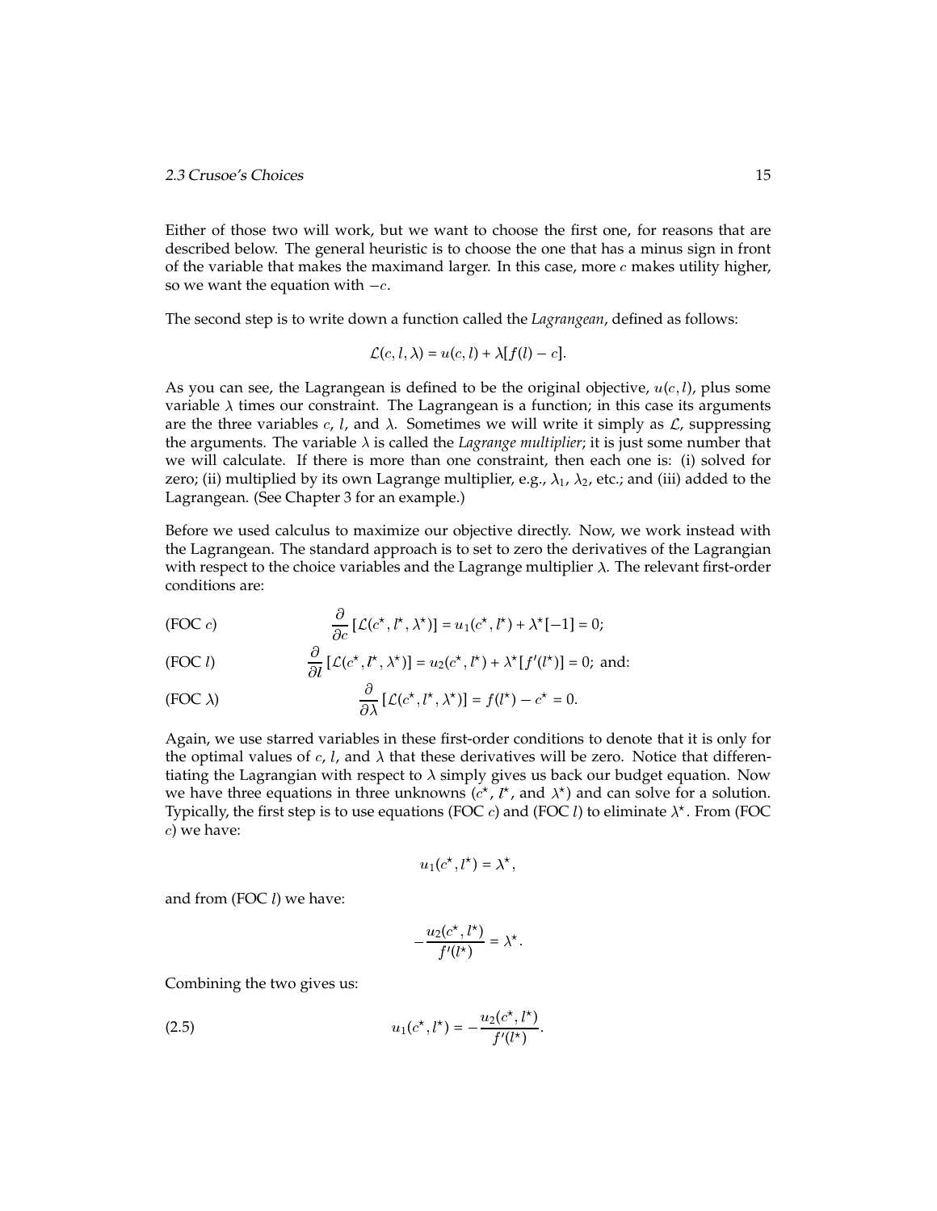Either of those two will work, but we want to choose the first one, for reasons that are described below. The general heuristic is to choose the one that has a minus sign in front of the variable that makes the maximand larger. In this case, more $c$ makes utility higher, so we want the equation with $-c$.

The second step is to write down a function called the *Lagrangean*, defined as follows:

$$\mathcal{L}(c, l, \lambda) = u(c, l) + \lambda[f(l) - c].$$

As you can see, the Lagrangean is defined to be the original objective, $u(c, l)$, plus some variable $\lambda$ times our constraint. The Lagrangean is a function; in this case its arguments are the three variables $c$, $l$, and $\lambda$. Sometimes we will write it simply as $\mathcal{L}$, suppressing the arguments. The variable $\lambda$ is called the *Lagrange multiplier*; it is just some number that we will calculate. If there is more than one constraint, then each one is: (i) solved for zero; (ii) multiplied by its own Lagrange multiplier, e.g., $\lambda_1$, $\lambda_2$, etc.; and (iii) added to the Lagrangean. (See Chapter 3 for an example.)

Before we used calculus to maximize our objective directly. Now, we work instead with the Lagrangean. The standard approach is to set to zero the derivatives of the Lagrangian with respect to the choice variables and the Lagrange multiplier $\lambda$. The relevant first-order conditions are:

$$\text{(FOC } c\text{)} \qquad \frac{\partial}{\partial c}\left[\mathcal{L}(c^\star, l^\star, \lambda^\star)\right] = u_1(c^\star, l^\star) + \lambda^\star[-1] = 0;$$

$$\text{(FOC } l\text{)} \qquad \frac{\partial}{\partial l}\left[\mathcal{L}(c^\star, l^\star, \lambda^\star)\right] = u_2(c^\star, l^\star) + \lambda^\star[f'(l^\star)] = 0; \text{ and:}$$

$$\text{(FOC } \lambda\text{)} \qquad \frac{\partial}{\partial \lambda}\left[\mathcal{L}(c^\star, l^\star, \lambda^\star)\right] = f(l^\star) - c^\star = 0.$$

Again, we use starred variables in these first-order conditions to denote that it is only for the optimal values of $c$, $l$, and $\lambda$ that these derivatives will be zero. Notice that differentiating the Lagrangian with respect to $\lambda$ simply gives us back our budget equation. Now we have three equations in three unknowns ($c^\star$, $l^\star$, and $\lambda^\star$) and can solve for a solution. Typically, the first step is to use equations (FOC $c$) and (FOC $l$) to eliminate $\lambda^\star$. From (FOC $c$) we have:

$$u_1(c^\star, l^\star) = \lambda^\star,$$

and from (FOC $l$) we have:

$$-\frac{u_2(c^\star, l^\star)}{f'(l^\star)} = \lambda^\star.$$

Combining the two gives us:

$$u_1(c^\star, l^\star) = -\frac{u_2(c^\star, l^\star)}{f'(l^\star)}. \tag{2.5}$$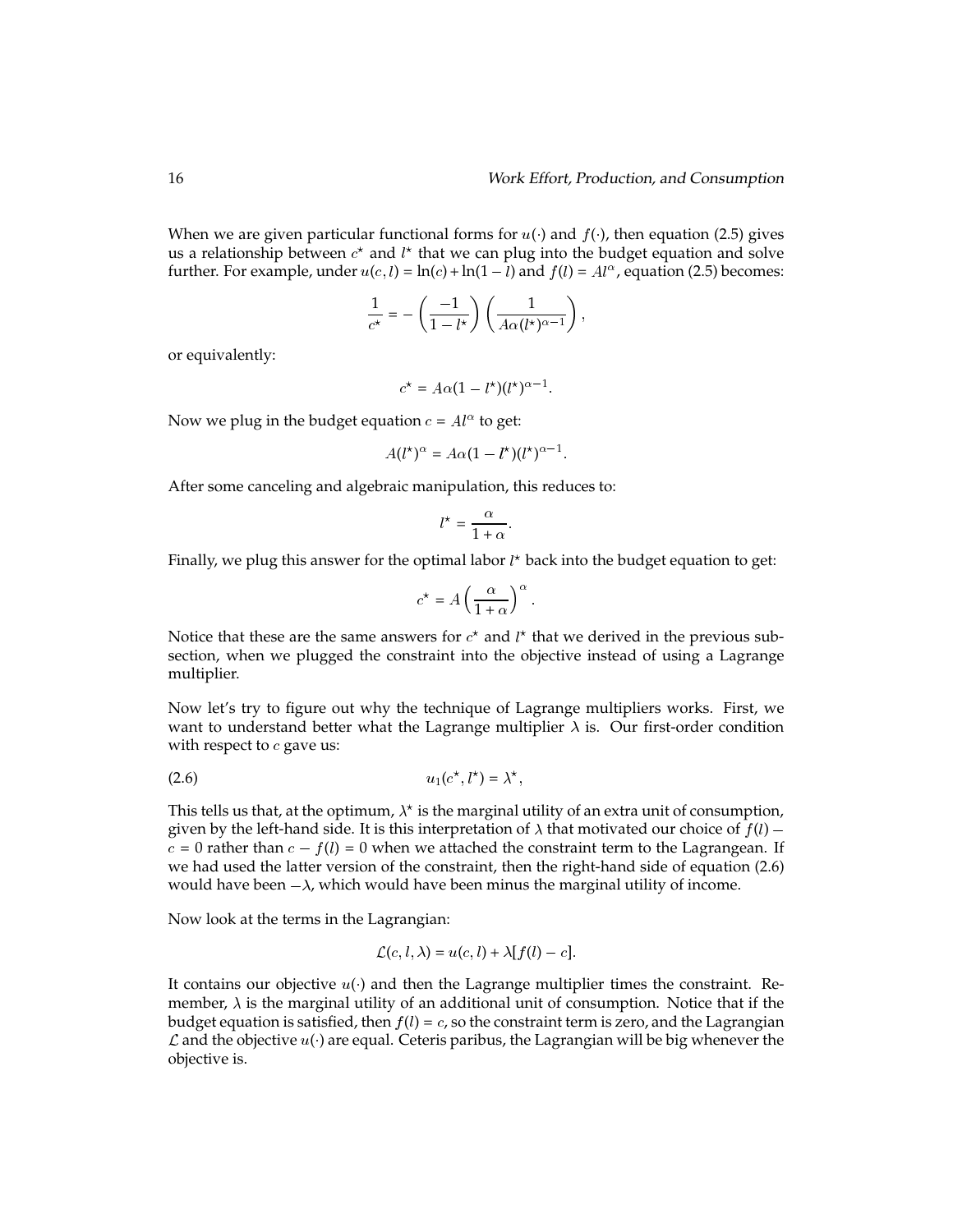When we are given particular functional forms for $u(\cdot)$ and $f(\cdot)$, then equation (2.5) gives us a relationship between $c^\star$ and $l^\star$ that we can plug into the budget equation and solve further. For example, under $u(c, l) = \ln(c) + \ln(1 - l)$ and $f(l) = Al^\alpha$, equation (2.5) becomes:

$$\frac{1}{c^\star} = -\left(\frac{-1}{1 - l^\star}\right)\left(\frac{1}{A\alpha(l^\star)^{\alpha-1}}\right),$$

or equivalently:

$$c^\star = A\alpha(1 - l^\star)(l^\star)^{\alpha-1}.$$

Now we plug in the budget equation $c = Al^\alpha$ to get:

$$A(l^\star)^\alpha = A\alpha(1 - l^\star)(l^\star)^{\alpha-1}.$$

After some canceling and algebraic manipulation, this reduces to:

$$l^\star = \frac{\alpha}{1 + \alpha}.$$

Finally, we plug this answer for the optimal labor $l^\star$ back into the budget equation to get:

$$c^\star = A\left(\frac{\alpha}{1 + \alpha}\right)^\alpha.$$

Notice that these are the same answers for $c^\star$ and $l^\star$ that we derived in the previous subsection, when we plugged the constraint into the objective instead of using a Lagrange multiplier.

Now let's try to figure out why the technique of Lagrange multipliers works. First, we want to understand better what the Lagrange multiplier $\lambda$ is. Our first-order condition with respect to $c$ gave us:

$$u_1(c^\star, l^\star) = \lambda^\star, \tag{2.6}$$

This tells us that, at the optimum, $\lambda^\star$ is the marginal utility of an extra unit of consumption, given by the left-hand side. It is this interpretation of $\lambda$ that motivated our choice of $f(l) - c = 0$ rather than $c - f(l) = 0$ when we attached the constraint term to the Lagrangean. If we had used the latter version of the constraint, then the right-hand side of equation (2.6) would have been $-\lambda$, which would have been minus the marginal utility of income.

Now look at the terms in the Lagrangian:

$$\mathcal{L}(c, l, \lambda) = u(c, l) + \lambda[f(l) - c].$$

It contains our objective $u(\cdot)$ and then the Lagrange multiplier times the constraint. Remember, $\lambda$ is the marginal utility of an additional unit of consumption. Notice that if the budget equation is satisfied, then $f(l) = c$, so the constraint term is zero, and the Lagrangian $\mathcal{L}$ and the objective $u(\cdot)$ are equal. Ceteris paribus, the Lagrangian will be big whenever the objective is.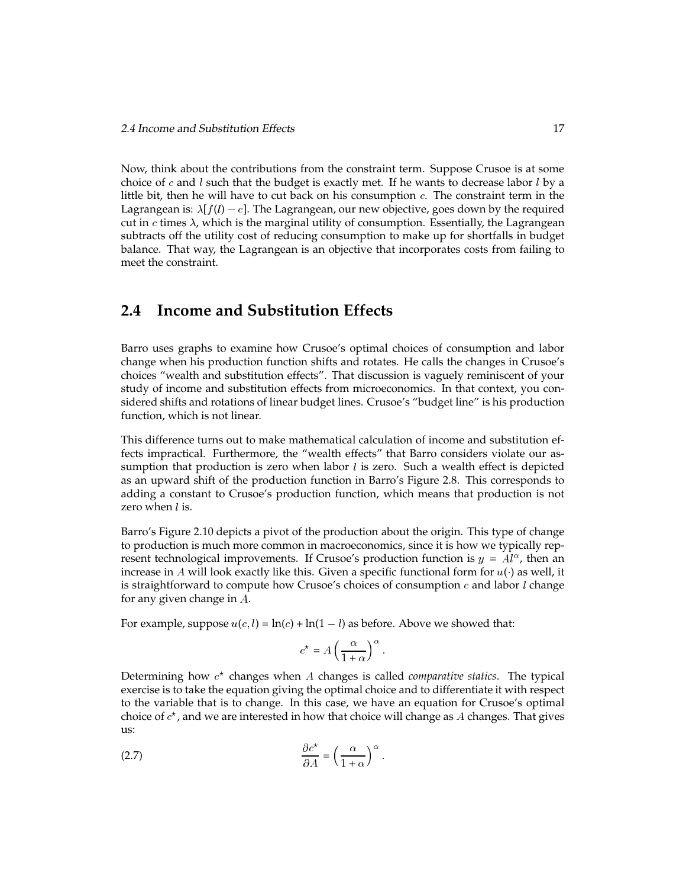Now, think about the contributions from the constraint term. Suppose Crusoe is at some choice of $c$ and $l$ such that the budget is exactly met. If he wants to decrease labor $l$ by a little bit, then he will have to cut back on his consumption $c$. The constraint term in the Lagrangean is: $\lambda[f(l) - c]$. The Lagrangean, our new objective, goes down by the required cut in $c$ times $\lambda$, which is the marginal utility of consumption. Essentially, the Lagrangean subtracts off the utility cost of reducing consumption to make up for shortfalls in budget balance. That way, the Lagrangean is an objective that incorporates costs from failing to meet the constraint.

## 2.4 Income and Substitution Effects

Barro uses graphs to examine how Crusoe's optimal choices of consumption and labor change when his production function shifts and rotates. He calls the changes in Crusoe's choices "wealth and substitution effects". That discussion is vaguely reminiscent of your study of income and substitution effects from microeconomics. In that context, you considered shifts and rotations of linear budget lines. Crusoe's "budget line" is his production function, which is not linear.

This difference turns out to make mathematical calculation of income and substitution effects impractical. Furthermore, the "wealth effects" that Barro considers violate our assumption that production is zero when labor $l$ is zero. Such a wealth effect is depicted as an upward shift of the production function in Barro's Figure 2.8. This corresponds to adding a constant to Crusoe's production function, which means that production is not zero when $l$ is.

Barro's Figure 2.10 depicts a pivot of the production about the origin. This type of change to production is much more common in macroeconomics, since it is how we typically represent technological improvements. If Crusoe's production function is $y = Al^{\alpha}$, then an increase in $A$ will look exactly like this. Given a specific functional form for $u(\cdot)$ as well, it is straightforward to compute how Crusoe's choices of consumption $c$ and labor $l$ change for any given change in $A$.

For example, suppose $u(c, l) = \ln(c) + \ln(1 - l)$ as before. Above we showed that:

$$c^{\star} = A\left(\frac{\alpha}{1+\alpha}\right)^{\alpha}.$$

Determining how $c^{\star}$ changes when $A$ changes is called *comparative statics*. The typical exercise is to take the equation giving the optimal choice and to differentiate it with respect to the variable that is to change. In this case, we have an equation for Crusoe's optimal choice of $c^{\star}$, and we are interested in how that choice will change as $A$ changes. That gives us:

$$\frac{\partial c^{\star}}{\partial A} = \left(\frac{\alpha}{1+\alpha}\right)^{\alpha}. \tag{2.7}$$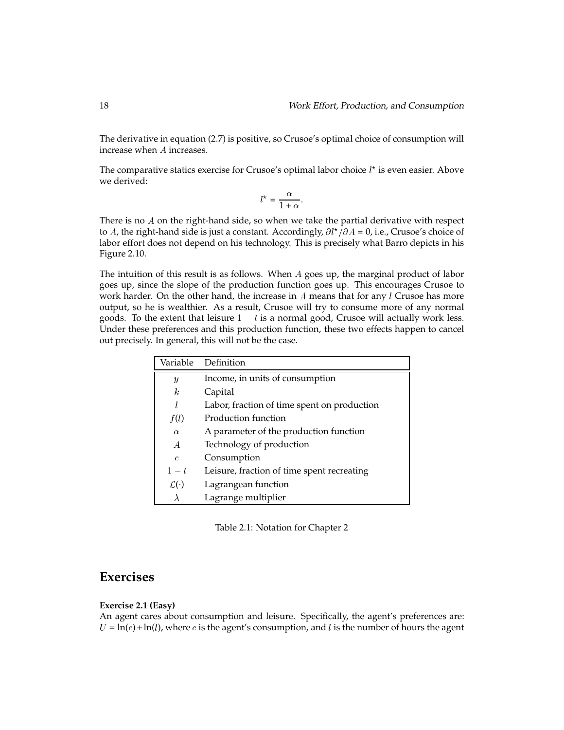The derivative in equation (2.7) is positive, so Crusoe's optimal choice of consumption will increase when $A$ increases.

The comparative statics exercise for Crusoe's optimal labor choice $l^\star$ is even easier. Above we derived:

$$l^\star = \frac{\alpha}{1+\alpha}.$$

There is no $A$ on the right-hand side, so when we take the partial derivative with respect to $A$, the right-hand side is just a constant. Accordingly, $\partial l^\star / \partial A = 0$, i.e., Crusoe's choice of labor effort does not depend on his technology. This is precisely what Barro depicts in his Figure 2.10.

The intuition of this result is as follows. When $A$ goes up, the marginal product of labor goes up, since the slope of the production function goes up. This encourages Crusoe to work harder. On the other hand, the increase in $A$ means that for any $l$ Crusoe has more output, so he is wealthier. As a result, Crusoe will try to consume more of any normal goods. To the extent that leisure $1 - l$ is a normal good, Crusoe will actually work less. Under these preferences and this production function, these two effects happen to cancel out precisely. In general, this will not be the case.

| Variable | Definition |
|---|---|
| $y$ | Income, in units of consumption |
| $k$ | Capital |
| $l$ | Labor, fraction of time spent on production |
| $f(l)$ | Production function |
| $\alpha$ | A parameter of the production function |
| $A$ | Technology of production |
| $c$ | Consumption |
| $1 - l$ | Leisure, fraction of time spent recreating |
| $\mathcal{L}(\cdot)$ | Lagrangean function |
| $\lambda$ | Lagrange multiplier |

Table 2.1: Notation for Chapter 2

## Exercises

**Exercise 2.1 (Easy)**
An agent cares about consumption and leisure. Specifically, the agent's preferences are: $U = \ln(c) + \ln(l)$, where $c$ is the agent's consumption, and $l$ is the number of hours the agent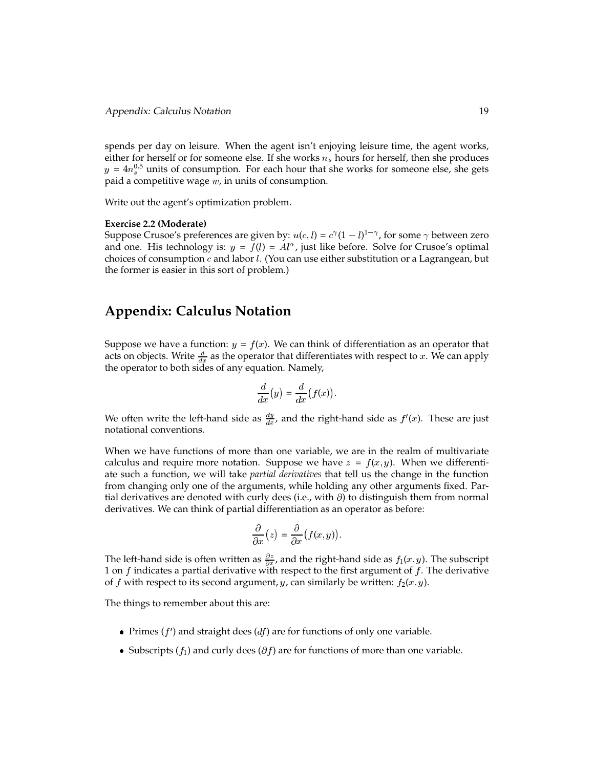spends per day on leisure. When the agent isn't enjoying leisure time, the agent works, either for herself or for someone else. If she works $n_s$ hours for herself, then she produces $y = 4n_s^{0.5}$ units of consumption. For each hour that she works for someone else, she gets paid a competitive wage $w$, in units of consumption.

Write out the agent's optimization problem.

**Exercise 2.2 (Moderate)**
Suppose Crusoe's preferences are given by: $u(c, l) = c^{\gamma}(1 - l)^{1-\gamma}$, for some $\gamma$ between zero and one. His technology is: $y = f(l) = Al^{\alpha}$, just like before. Solve for Crusoe's optimal choices of consumption $c$ and labor $l$. (You can use either substitution or a Lagrangean, but the former is easier in this sort of problem.)

## Appendix: Calculus Notation

Suppose we have a function: $y = f(x)$. We can think of differentiation as an operator that acts on objects. Write $\frac{d}{dx}$ as the operator that differentiates with respect to $x$. We can apply the operator to both sides of any equation. Namely,

$$\frac{d}{dx}\big(y\big) = \frac{d}{dx}\big(f(x)\big).$$

We often write the left-hand side as $\frac{dy}{dx}$, and the right-hand side as $f'(x)$. These are just notational conventions.

When we have functions of more than one variable, we are in the realm of multivariate calculus and require more notation. Suppose we have $z = f(x, y)$. When we differentiate such a function, we will take *partial derivatives* that tell us the change in the function from changing only one of the arguments, while holding any other arguments fixed. Partial derivatives are denoted with curly dees (i.e., with $\partial$) to distinguish them from normal derivatives. We can think of partial differentiation as an operator as before:

$$\frac{\partial}{\partial x}\big(z\big) = \frac{\partial}{\partial x}\big(f(x, y)\big).$$

The left-hand side is often written as $\frac{\partial z}{\partial x}$, and the right-hand side as $f_1(x, y)$. The subscript 1 on $f$ indicates a partial derivative with respect to the first argument of $f$. The derivative of $f$ with respect to its second argument, $y$, can similarly be written: $f_2(x, y)$.

The things to remember about this are:

- Primes ($f'$) and straight dees ($df$) are for functions of only one variable.
- Subscripts ($f_1$) and curly dees ($\partial f$) are for functions of more than one variable.